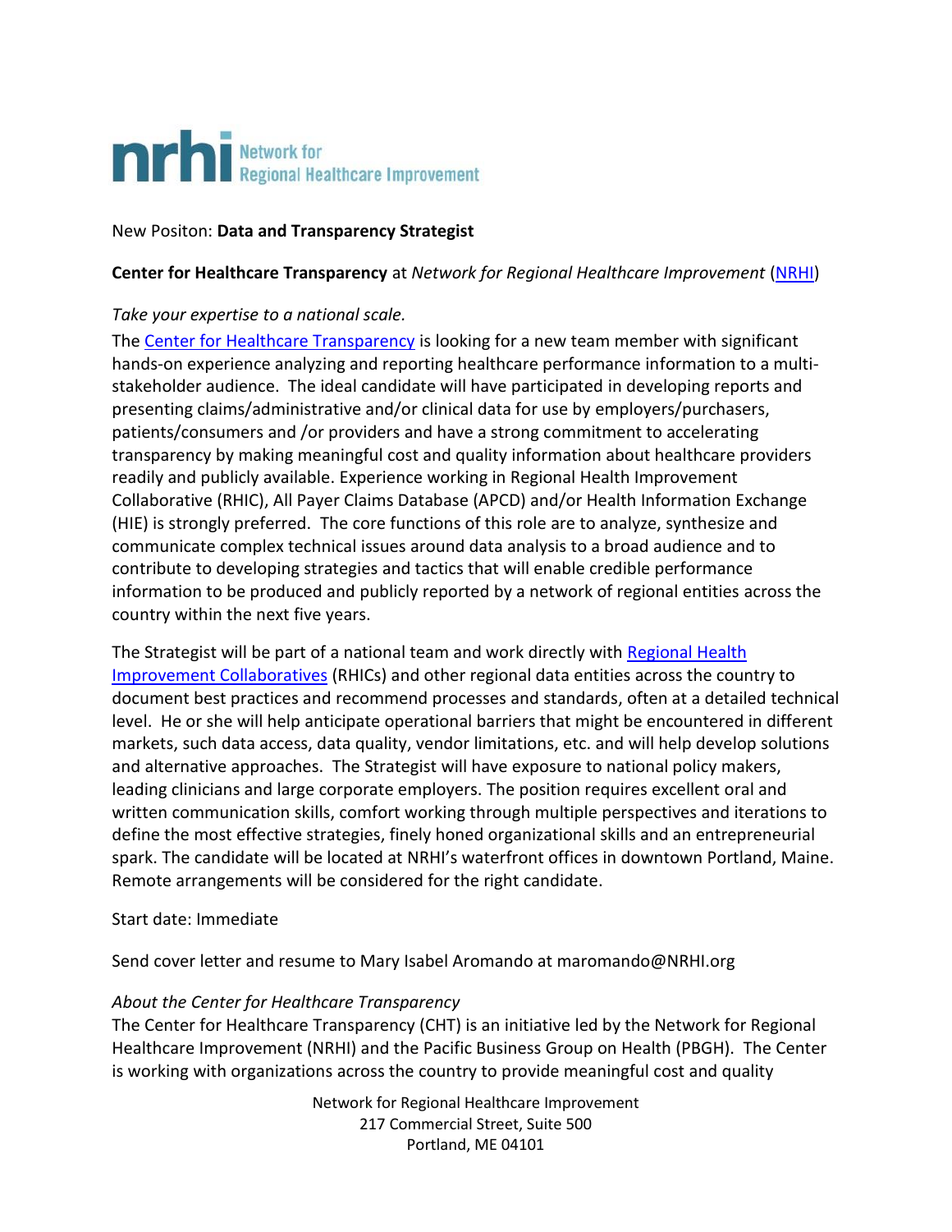**nrhi** Network for Regional Healthcare Improvement

New Positon: **Data and Transparency Strategist**

**Center for Healthcare Transparency** at *Network for Regional Healthcare Improvement* (NRHI)

*Take your expertise to a national scale.*

The Center for Healthcare Transparency is looking for a new team member with significant hands-on experience analyzing and reporting healthcare performance information to a multi-stakeholder audience. The ideal candidate will have participated in developing reports and presenting claims/administrative and/or clinical data for use by employers/purchasers, patients/consumers and /or providers and have a strong commitment to accelerating transparency by making meaningful cost and quality information about healthcare providers readily and publicly available. Experience working in Regional Health Improvement Collaborative (RHIC), All Payer Claims Database (APCD) and/or Health Information Exchange (HIE) is strongly preferred. The core functions of this role are to analyze, synthesize and communicate complex technical issues around data analysis to a broad audience and to contribute to developing strategies and tactics that will enable credible performance information to be produced and publicly reported by a network of regional entities across the country within the next five years.

The Strategist will be part of a national team and work directly with Regional Health Improvement Collaboratives (RHICs) and other regional data entities across the country to document best practices and recommend processes and standards, often at a detailed technical level. He or she will help anticipate operational barriers that might be encountered in different markets, such data access, data quality, vendor limitations, etc. and will help develop solutions and alternative approaches. The Strategist will have exposure to national policy makers, leading clinicians and large corporate employers. The position requires excellent oral and written communication skills, comfort working through multiple perspectives and iterations to define the most effective strategies, finely honed organizational skills and an entrepreneurial spark. The candidate will be located at NRHI's waterfront offices in downtown Portland, Maine. Remote arrangements will be considered for the right candidate.

Start date: Immediate

Send cover letter and resume to Mary Isabel Aromando at maromando@NRHI.org

*About the Center for Healthcare Transparency*

The Center for Healthcare Transparency (CHT) is an initiative led by the Network for Regional Healthcare Improvement (NRHI) and the Pacific Business Group on Health (PBGH). The Center is working with organizations across the country to provide meaningful cost and quality

Network for Regional Healthcare Improvement
217 Commercial Street, Suite 500
Portland, ME 04101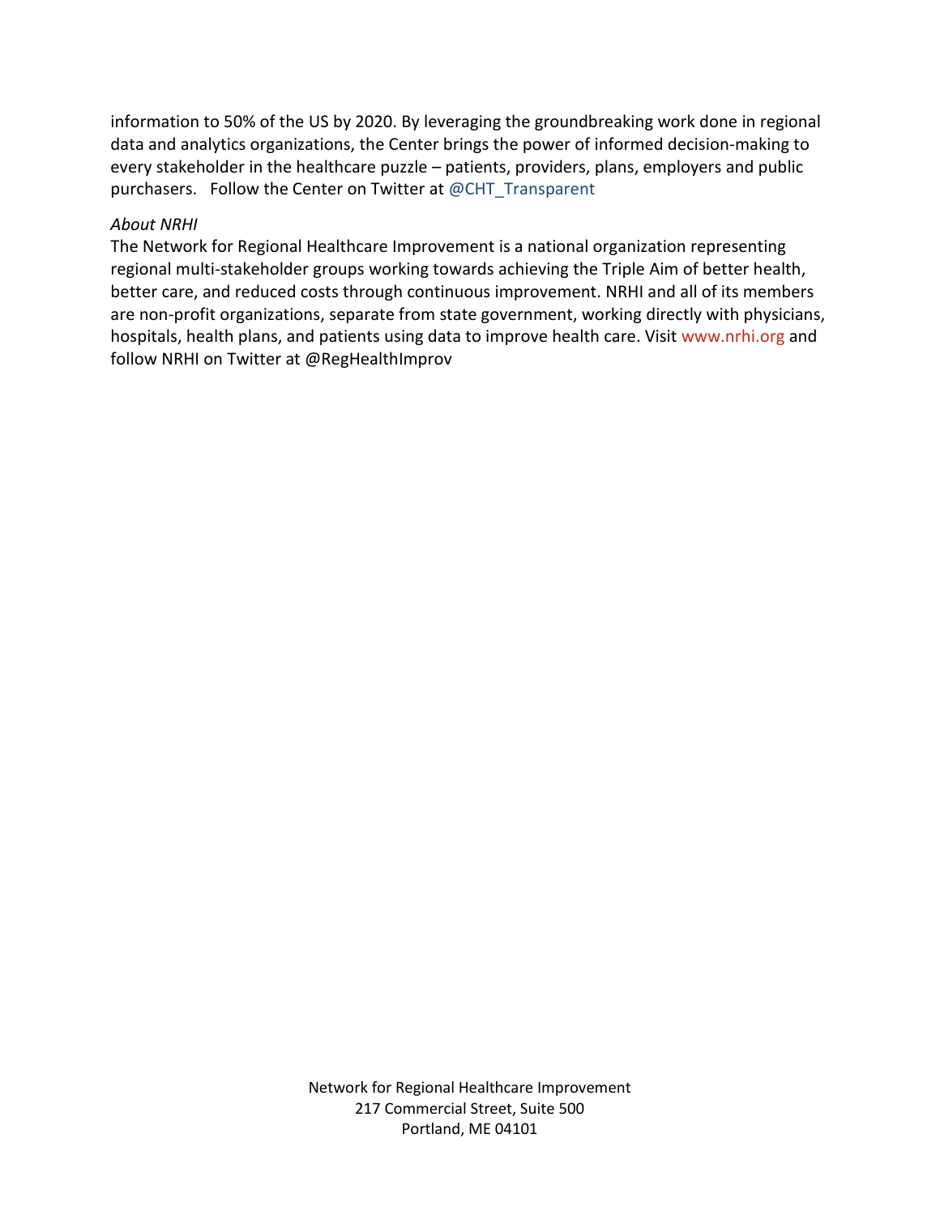information to 50% of the US by 2020. By leveraging the groundbreaking work done in regional data and analytics organizations, the Center brings the power of informed decision-making to every stakeholder in the healthcare puzzle – patients, providers, plans, employers and public purchasers. Follow the Center on Twitter at @CHT_Transparent

*About NRHI*

The Network for Regional Healthcare Improvement is a national organization representing regional multi-stakeholder groups working towards achieving the Triple Aim of better health, better care, and reduced costs through continuous improvement. NRHI and all of its members are non-profit organizations, separate from state government, working directly with physicians, hospitals, health plans, and patients using data to improve health care. Visit www.nrhi.org and follow NRHI on Twitter at @RegHealthImprov

Network for Regional Healthcare Improvement
217 Commercial Street, Suite 500
Portland, ME 04101